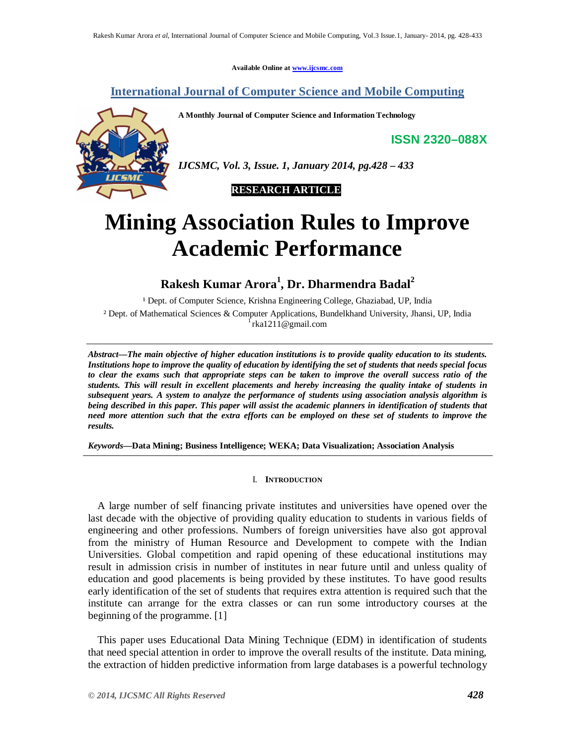Available Online at www.ijcsmc.com

**International Journal of Computer Science and Mobile Computing**

**A Monthly Journal of Computer Science and Information Technology**

**ISSN 2320–088X**

***IJCSMC, Vol. 3, Issue. 1, January 2014, pg.428 – 433***

**RESEARCH ARTICLE**

# Mining Association Rules to Improve Academic Performance

**Rakesh Kumar Arora[1], Dr. Dharmendra Badal[2]**

[1] Dept. of Computer Science, Krishna Engineering College, Ghaziabad, UP, India

[2] Dept. of Mathematical Sciences & Computer Applications, Bundelkhand University, Jhansi, UP, India

[1]rka1211@gmail.com

***Abstract—The main objective of higher education institutions is to provide quality education to its students. Institutions hope to improve the quality of education by identifying the set of students that needs special focus to clear the exams such that appropriate steps can be taken to improve the overall success ratio of the students. This will result in excellent placements and hereby increasing the quality intake of students in subsequent years. A system to analyze the performance of students using association analysis algorithm is being described in this paper. This paper will assist the academic planners in identification of students that need more attention such that the extra efforts can be employed on these set of students to improve the results.***

***Keywords*—Data Mining; Business Intelligence; WEKA; Data Visualization; Association Analysis**

## I. Introduction

A large number of self financing private institutes and universities have opened over the last decade with the objective of providing quality education to students in various fields of engineering and other professions. Numbers of foreign universities have also got approval from the ministry of Human Resource and Development to compete with the Indian Universities. Global competition and rapid opening of these educational institutions may result in admission crisis in number of institutes in near future until and unless quality of education and good placements is being provided by these institutes. To have good results early identification of the set of students that requires extra attention is required such that the institute can arrange for the extra classes or can run some introductory courses at the beginning of the programme. [1]

This paper uses Educational Data Mining Technique (EDM) in identification of students that need special attention in order to improve the overall results of the institute. Data mining, the extraction of hidden predictive information from large databases is a powerful technology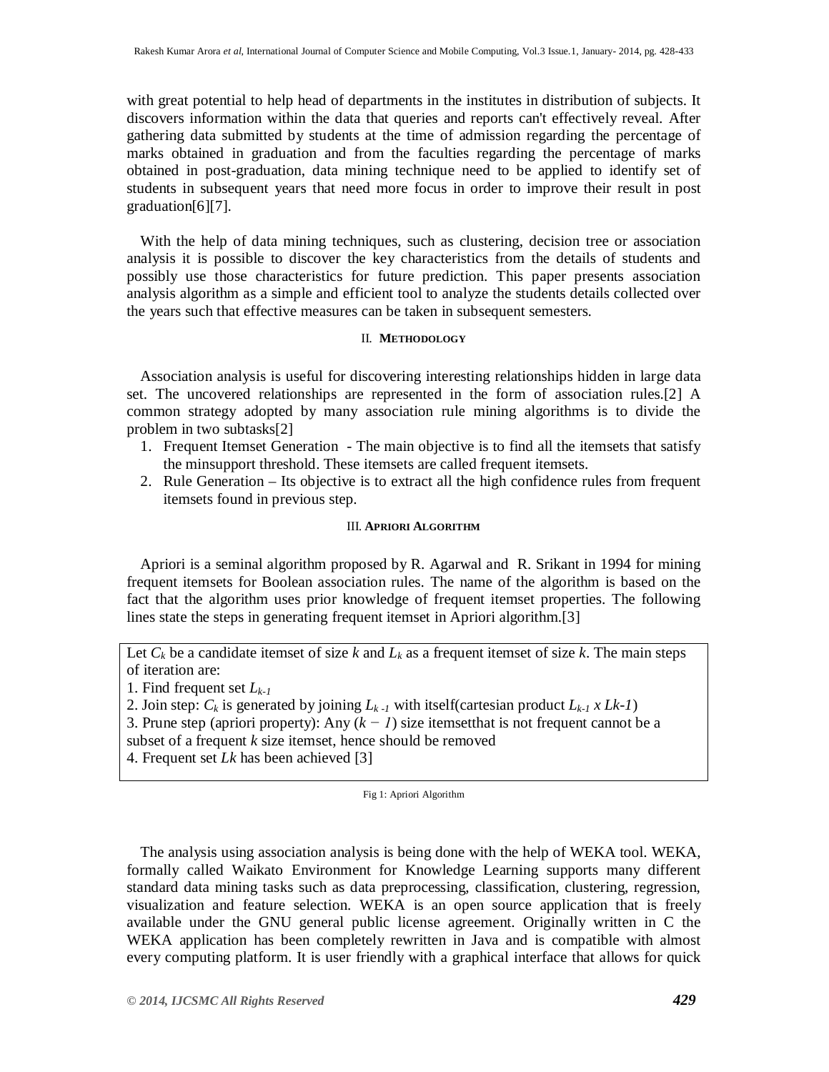with great potential to help head of departments in the institutes in distribution of subjects. It discovers information within the data that queries and reports can't effectively reveal. After gathering data submitted by students at the time of admission regarding the percentage of marks obtained in graduation and from the faculties regarding the percentage of marks obtained in post-graduation, data mining technique need to be applied to identify set of students in subsequent years that need more focus in order to improve their result in post graduation[6][7].

With the help of data mining techniques, such as clustering, decision tree or association analysis it is possible to discover the key characteristics from the details of students and possibly use those characteristics for future prediction. This paper presents association analysis algorithm as a simple and efficient tool to analyze the students details collected over the years such that effective measures can be taken in subsequent semesters.

## II. METHODOLOGY

Association analysis is useful for discovering interesting relationships hidden in large data set. The uncovered relationships are represented in the form of association rules.[2] A common strategy adopted by many association rule mining algorithms is to divide the problem in two subtasks[2]

1. Frequent Itemset Generation - The main objective is to find all the itemsets that satisfy the minsupport threshold. These itemsets are called frequent itemsets.
2. Rule Generation – Its objective is to extract all the high confidence rules from frequent itemsets found in previous step.

## III. APRIORI ALGORITHM

Apriori is a seminal algorithm proposed by R. Agarwal and R. Srikant in 1994 for mining frequent itemsets for Boolean association rules. The name of the algorithm is based on the fact that the algorithm uses prior knowledge of frequent itemset properties. The following lines state the steps in generating frequent itemset in Apriori algorithm.[3]

Let $C_k$ be a candidate itemset of size $k$ and $L_k$ as a frequent itemset of size $k$. The main steps of iteration are:

1. Find frequent set $L_{k-1}$
2. Join step: $C_k$ is generated by joining $L_{k-1}$ with itself(cartesian product $L_{k-1}$ x $Lk-1$)
3. Prune step (apriori property): Any $(k - 1)$ size itemsetthat is not frequent cannot be a subset of a frequent $k$ size itemset, hence should be removed
4. Frequent set $Lk$ has been achieved [3]

Fig 1: Apriori Algorithm

The analysis using association analysis is being done with the help of WEKA tool. WEKA, formally called Waikato Environment for Knowledge Learning supports many different standard data mining tasks such as data preprocessing, classification, clustering, regression, visualization and feature selection. WEKA is an open source application that is freely available under the GNU general public license agreement. Originally written in C the WEKA application has been completely rewritten in Java and is compatible with almost every computing platform. It is user friendly with a graphical interface that allows for quick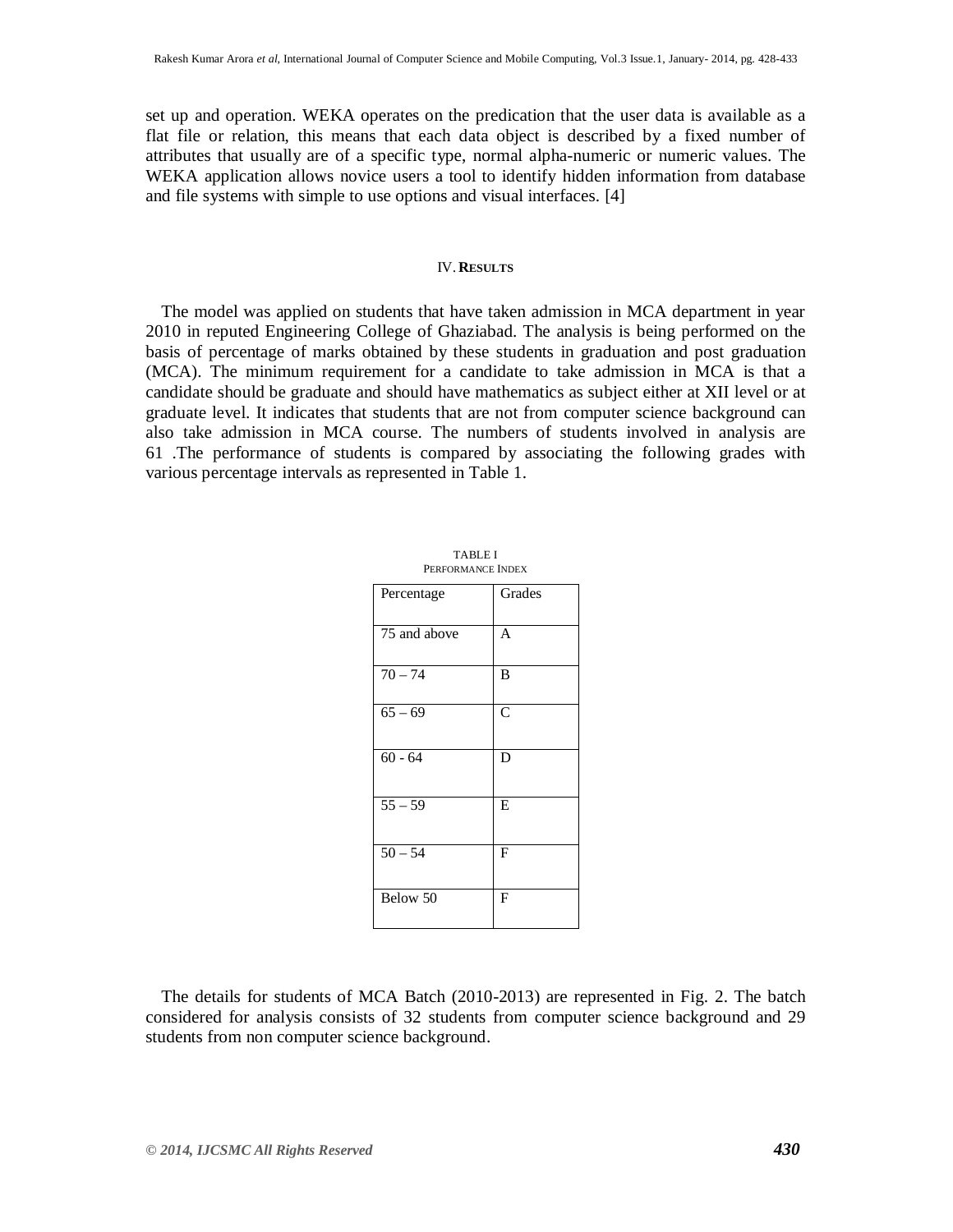set up and operation. WEKA operates on the predication that the user data is available as a flat file or relation, this means that each data object is described by a fixed number of attributes that usually are of a specific type, normal alpha-numeric or numeric values. The WEKA application allows novice users a tool to identify hidden information from database and file systems with simple to use options and visual interfaces. [4]

## IV. Results

The model was applied on students that have taken admission in MCA department in year 2010 in reputed Engineering College of Ghaziabad. The analysis is being performed on the basis of percentage of marks obtained by these students in graduation and post graduation (MCA). The minimum requirement for a candidate to take admission in MCA is that a candidate should be graduate and should have mathematics as subject either at XII level or at graduate level. It indicates that students that are not from computer science background can also take admission in MCA course. The numbers of students involved in analysis are 61 .The performance of students is compared by associating the following grades with various percentage intervals as represented in Table 1.

TABLE I
Performance Index

| Percentage | Grades |
|---|---|
| 75 and above | A |
| 70 – 74 | B |
| 65 – 69 | C |
| 60 - 64 | D |
| 55 – 59 | E |
| 50 – 54 | F |
| Below 50 | F |

The details for students of MCA Batch (2010-2013) are represented in Fig. 2. The batch considered for analysis consists of 32 students from computer science background and 29 students from non computer science background.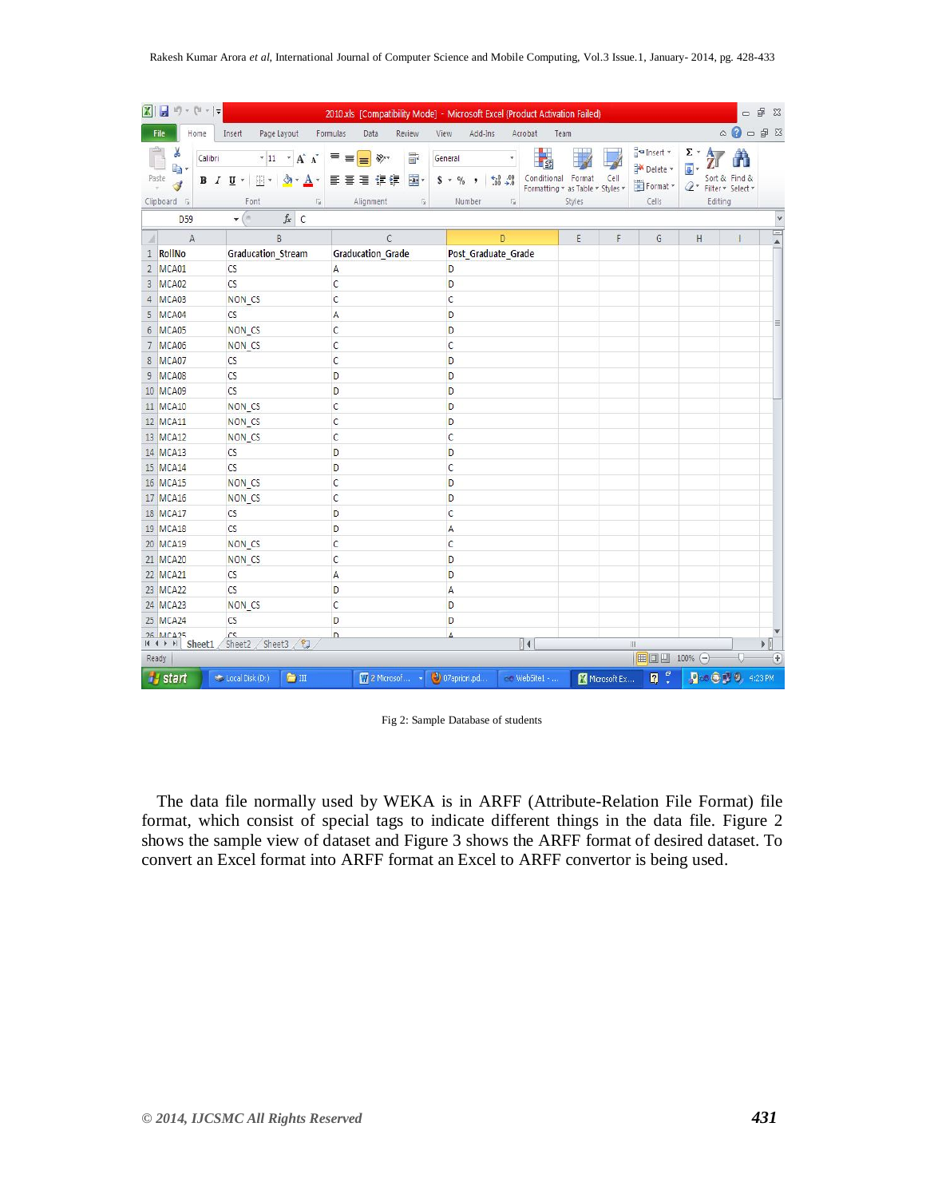| RollNo | Graducation_Stream | Graducation_Grade | Post_Graduate_Grade |
|---|---|---|---|
| MCA01 | CS | A | D |
| MCA02 | CS | C | D |
| MCA03 | NON_CS | C | C |
| MCA04 | CS | A | D |
| MCA05 | NON_CS | C | D |
| MCA06 | NON_CS | C | C |
| MCA07 | CS | C | D |
| MCA08 | CS | D | D |
| MCA09 | CS | D | D |
| MCA10 | NON_CS | C | D |
| MCA11 | NON_CS | C | D |
| MCA12 | NON_CS | C | C |
| MCA13 | CS | D | D |
| MCA14 | CS | D | C |
| MCA15 | NON_CS | C | D |
| MCA16 | NON_CS | C | D |
| MCA17 | CS | D | C |
| MCA18 | CS | D | A |
| MCA19 | NON_CS | C | C |
| MCA20 | NON_CS | C | D |
| MCA21 | CS | A | D |
| MCA22 | CS | D | A |
| MCA23 | NON_CS | C | D |
| MCA24 | CS | D | D |
| MCA25 | CS | D | A |

Fig 2: Sample Database of students

The data file normally used by WEKA is in ARFF (Attribute-Relation File Format) file format, which consist of special tags to indicate different things in the data file. Figure 2 shows the sample view of dataset and Figure 3 shows the ARFF format of desired dataset. To convert an Excel format into ARFF format an Excel to ARFF convertor is being used.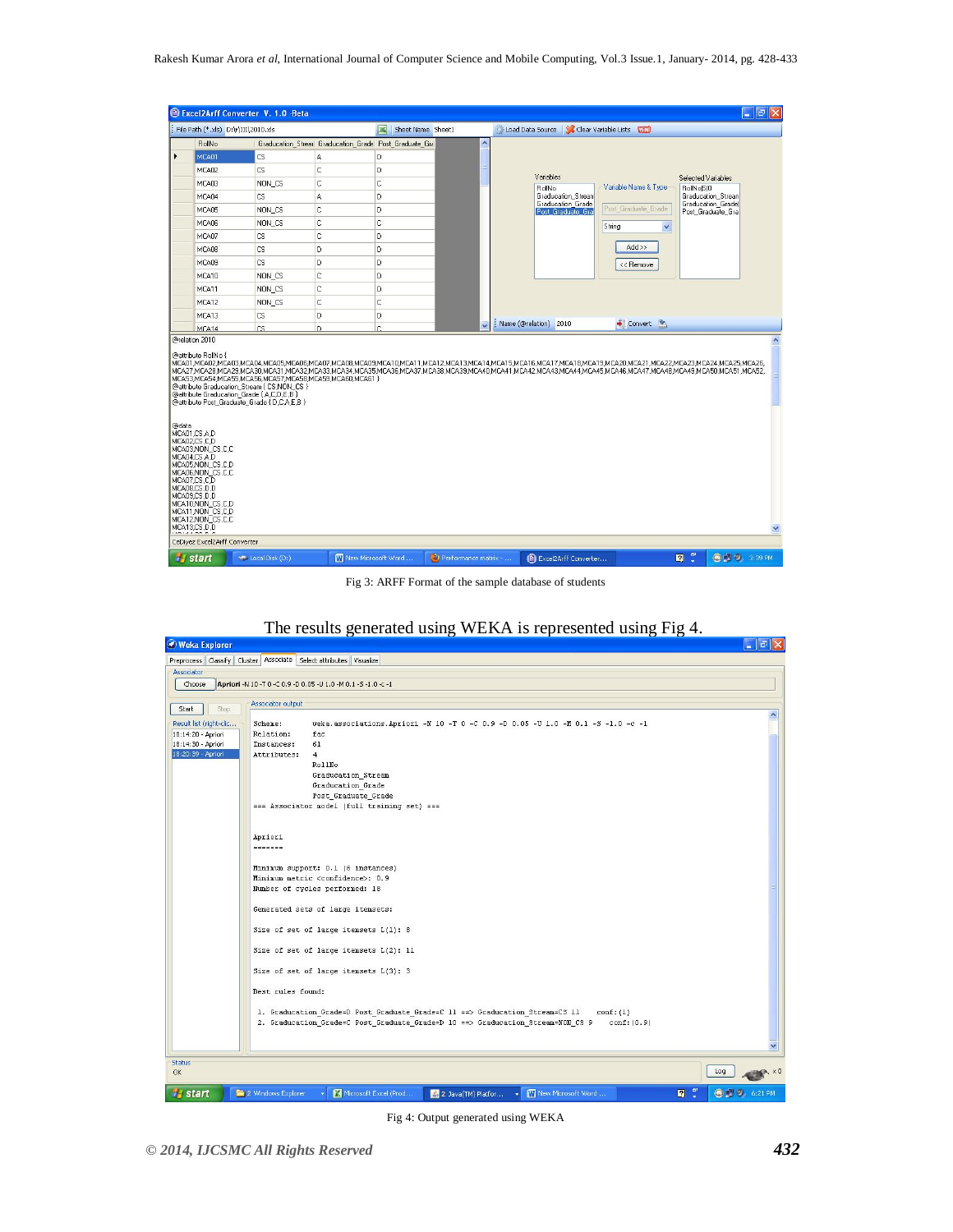Fig 3: ARFF Format of the sample database of students

The results generated using WEKA is represented using Fig 4.

Fig 4: Output generated using WEKA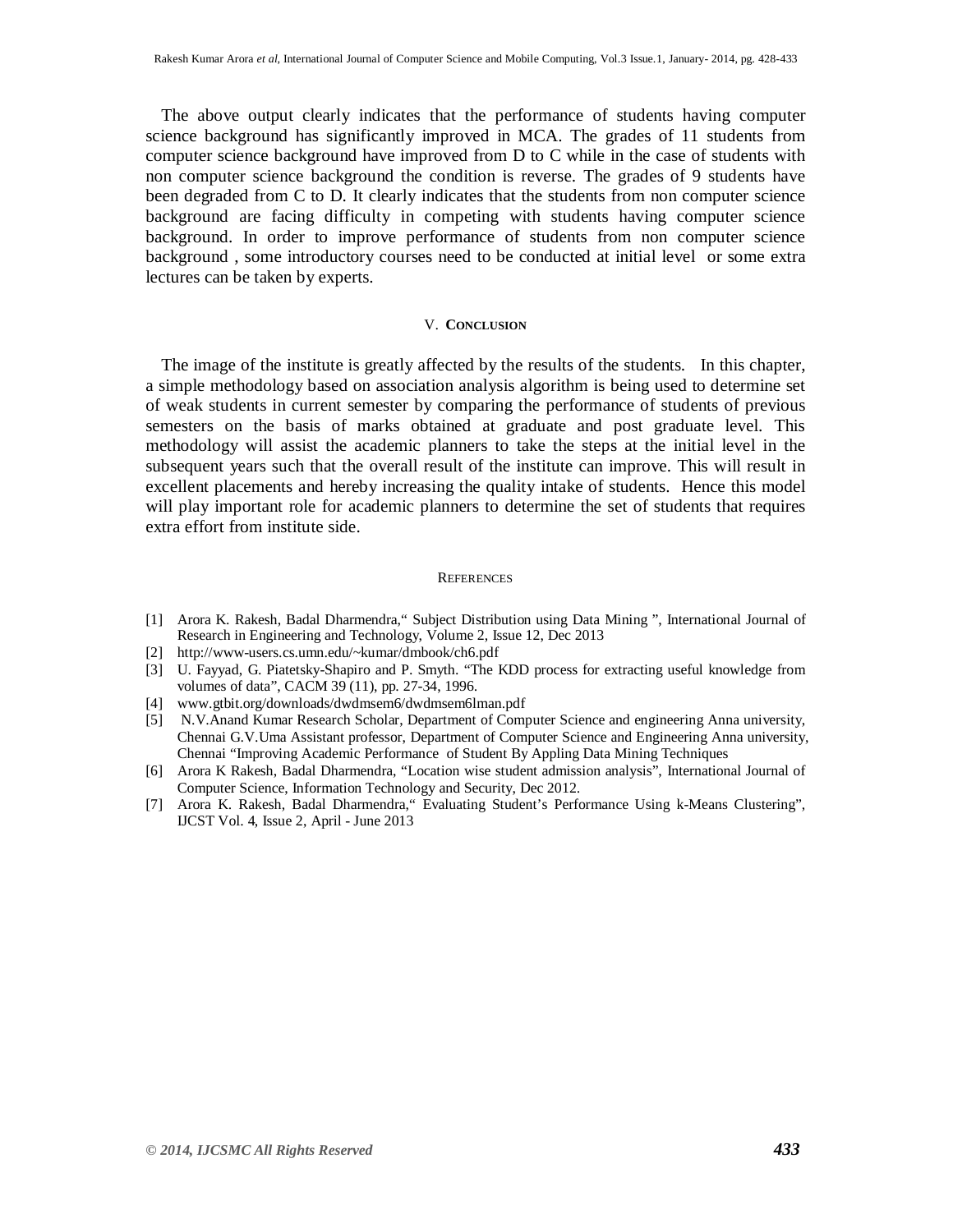The above output clearly indicates that the performance of students having computer science background has significantly improved in MCA. The grades of 11 students from computer science background have improved from D to C while in the case of students with non computer science background the condition is reverse. The grades of 9 students have been degraded from C to D. It clearly indicates that the students from non computer science background are facing difficulty in competing with students having computer science background. In order to improve performance of students from non computer science background , some introductory courses need to be conducted at initial level or some extra lectures can be taken by experts.

## V. Conclusion

The image of the institute is greatly affected by the results of the students. In this chapter, a simple methodology based on association analysis algorithm is being used to determine set of weak students in current semester by comparing the performance of students of previous semesters on the basis of marks obtained at graduate and post graduate level. This methodology will assist the academic planners to take the steps at the initial level in the subsequent years such that the overall result of the institute can improve. This will result in excellent placements and hereby increasing the quality intake of students. Hence this model will play important role for academic planners to determine the set of students that requires extra effort from institute side.

## References

[1] Arora K. Rakesh, Badal Dharmendra," Subject Distribution using Data Mining ", International Journal of Research in Engineering and Technology, Volume 2, Issue 12, Dec 2013

[2] http://www-users.cs.umn.edu/~kumar/dmbook/ch6.pdf

[3] U. Fayyad, G. Piatetsky-Shapiro and P. Smyth. "The KDD process for extracting useful knowledge from volumes of data", CACM 39 (11), pp. 27-34, 1996.

[4] www.gtbit.org/downloads/dwdmsem6/dwdmsem6lman.pdf

[5] N.V.Anand Kumar Research Scholar, Department of Computer Science and engineering Anna university, Chennai G.V.Uma Assistant professor, Department of Computer Science and Engineering Anna university, Chennai "Improving Academic Performance of Student By Appling Data Mining Techniques

[6] Arora K Rakesh, Badal Dharmendra, "Location wise student admission analysis", International Journal of Computer Science, Information Technology and Security, Dec 2012.

[7] Arora K. Rakesh, Badal Dharmendra," Evaluating Student's Performance Using k-Means Clustering", IJCST Vol. 4, Issue 2, April - June 2013